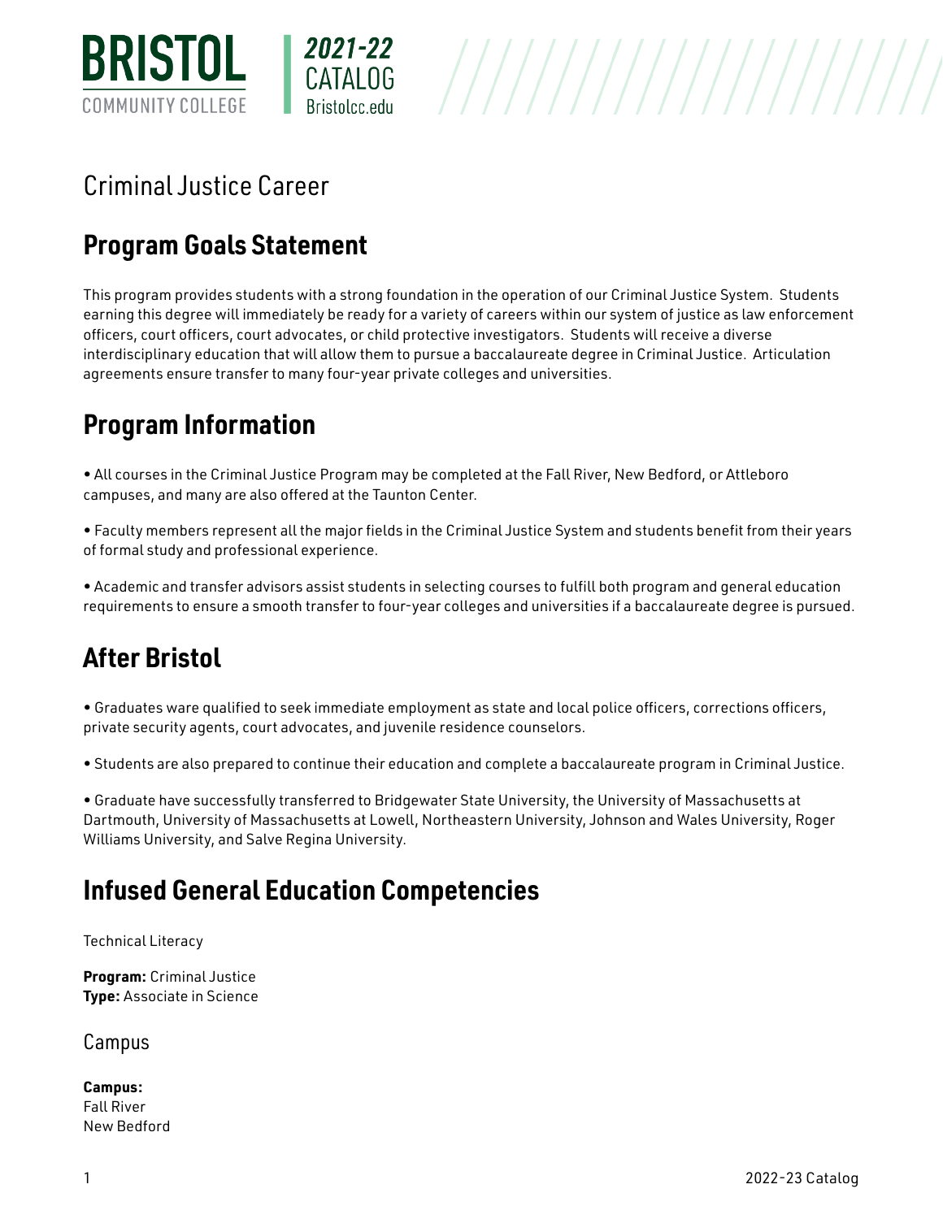# Criminal Justice Career

## Program Goals Statement

This program provides students with a strong foundation in the operation of our Criminal Justice System. Students earning this degree will immediately be ready for a variety of careers within our system of justice as law enforcement officers, court officers, court advocates, or child protective investigators. Students will receive a diverse interdisciplinary education that will allow them to pursue a baccalaureate degree in Criminal Justice. Articulation agreements ensure transfer to many four-year private colleges and universities.

## Program Information

• All courses in the Criminal Justice Program may be completed at the Fall River, New Bedford, or Attleboro campuses, and many are also offered at the Taunton Center.

• Faculty members represent all the major fields in the Criminal Justice System and students benefit from their years of formal study and professional experience.

• Academic and transfer advisors assist students in selecting courses to fulfill both program and general education requirements to ensure a smooth transfer to four-year colleges and universities if a baccalaureate degree is pursued.

## After Bristol

• Graduates ware qualified to seek immediate employment as state and local police officers, corrections officers, private security agents, court advocates, and juvenile residence counselors.

• Students are also prepared to continue their education and complete a baccalaureate program in Criminal Justice.

• Graduate have successfully transferred to Bridgewater State University, the University of Massachusetts at Dartmouth, University of Massachusetts at Lowell, Northeastern University, Johnson and Wales University, Roger Williams University, and Salve Regina University.

## Infused General Education Competencies

Technical Literacy

**Program:** Criminal Justice
**Type:** Associate in Science

### Campus

**Campus:**
Fall River
New Bedford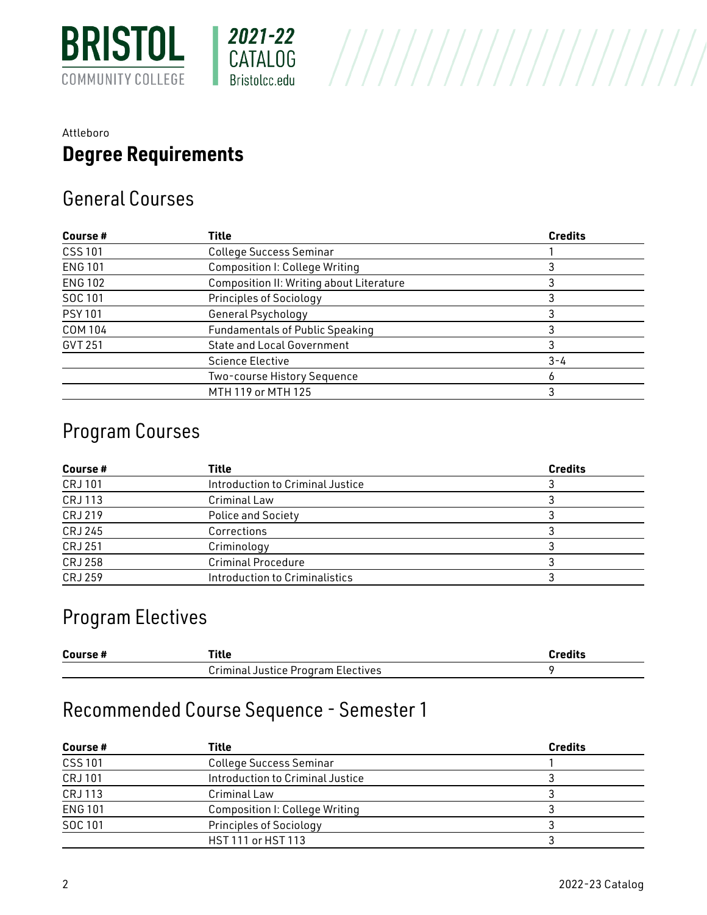Attleboro

## Degree Requirements

### General Courses

| Course # | Title | Credits |
|---|---|---|
| CSS 101 | College Success Seminar | 1 |
| ENG 101 | Composition I: College Writing | 3 |
| ENG 102 | Composition II: Writing about Literature | 3 |
| SOC 101 | Principles of Sociology | 3 |
| PSY 101 | General Psychology | 3 |
| COM 104 | Fundamentals of Public Speaking | 3 |
| GVT 251 | State and Local Government | 3 |
| | Science Elective | 3-4 |
| | Two-course History Sequence | 6 |
| | MTH 119 or MTH 125 | 3 |

### Program Courses

| Course # | Title | Credits |
|---|---|---|
| CRJ 101 | Introduction to Criminal Justice | 3 |
| CRJ 113 | Criminal Law | 3 |
| CRJ 219 | Police and Society | 3 |
| CRJ 245 | Corrections | 3 |
| CRJ 251 | Criminology | 3 |
| CRJ 258 | Criminal Procedure | 3 |
| CRJ 259 | Introduction to Criminalistics | 3 |

### Program Electives

| Course # | Title | Credits |
|---|---|---|
| | Criminal Justice Program Electives | 9 |

### Recommended Course Sequence - Semester 1

| Course # | Title | Credits |
|---|---|---|
| CSS 101 | College Success Seminar | 1 |
| CRJ 101 | Introduction to Criminal Justice | 3 |
| CRJ 113 | Criminal Law | 3 |
| ENG 101 | Composition I: College Writing | 3 |
| SOC 101 | Principles of Sociology | 3 |
| | HST 111 or HST 113 | 3 |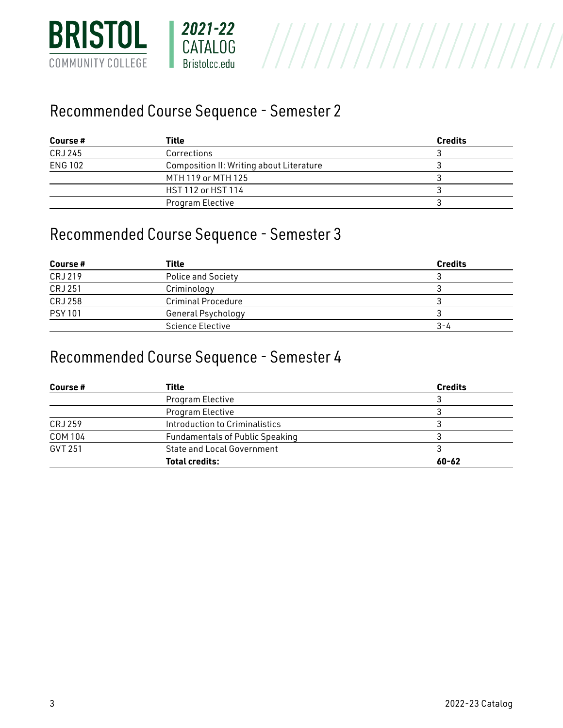## Recommended Course Sequence - Semester 2

| Course # | Title | Credits |
|---|---|---|
| CRJ 245 | Corrections | 3 |
| ENG 102 | Composition II: Writing about Literature | 3 |
| | MTH 119 or MTH 125 | 3 |
| | HST 112 or HST 114 | 3 |
| | Program Elective | 3 |

## Recommended Course Sequence - Semester 3

| Course # | Title | Credits |
|---|---|---|
| CRJ 219 | Police and Society | 3 |
| CRJ 251 | Criminology | 3 |
| CRJ 258 | Criminal Procedure | 3 |
| PSY 101 | General Psychology | 3 |
| | Science Elective | 3-4 |

## Recommended Course Sequence - Semester 4

| Course # | Title | Credits |
|---|---|---|
| | Program Elective | 3 |
| | Program Elective | 3 |
| CRJ 259 | Introduction to Criminalistics | 3 |
| COM 104 | Fundamentals of Public Speaking | 3 |
| GVT 251 | State and Local Government | 3 |
| | **Total credits:** | **60-62** |